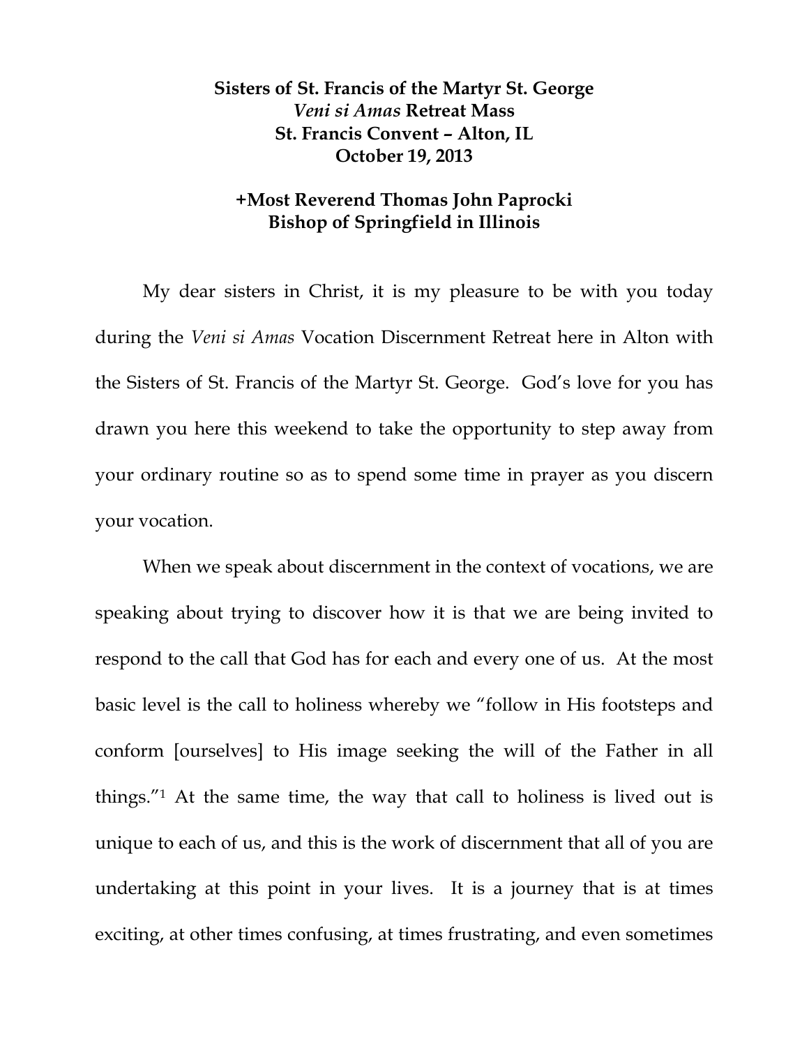**Sisters of St. Francis of the Martyr St. George**
***Veni si Amas* Retreat Mass**
**St. Francis Convent – Alton, IL**
**October 19, 2013**

**+Most Reverend Thomas John Paprocki**
**Bishop of Springfield in Illinois**

My dear sisters in Christ, it is my pleasure to be with you today during the *Veni si Amas* Vocation Discernment Retreat here in Alton with the Sisters of St. Francis of the Martyr St. George. God's love for you has drawn you here this weekend to take the opportunity to step away from your ordinary routine so as to spend some time in prayer as you discern your vocation.

When we speak about discernment in the context of vocations, we are speaking about trying to discover how it is that we are being invited to respond to the call that God has for each and every one of us. At the most basic level is the call to holiness whereby we "follow in His footsteps and conform [ourselves] to His image seeking the will of the Father in all things."[1] At the same time, the way that call to holiness is lived out is unique to each of us, and this is the work of discernment that all of you are undertaking at this point in your lives. It is a journey that is at times exciting, at other times confusing, at times frustrating, and even sometimes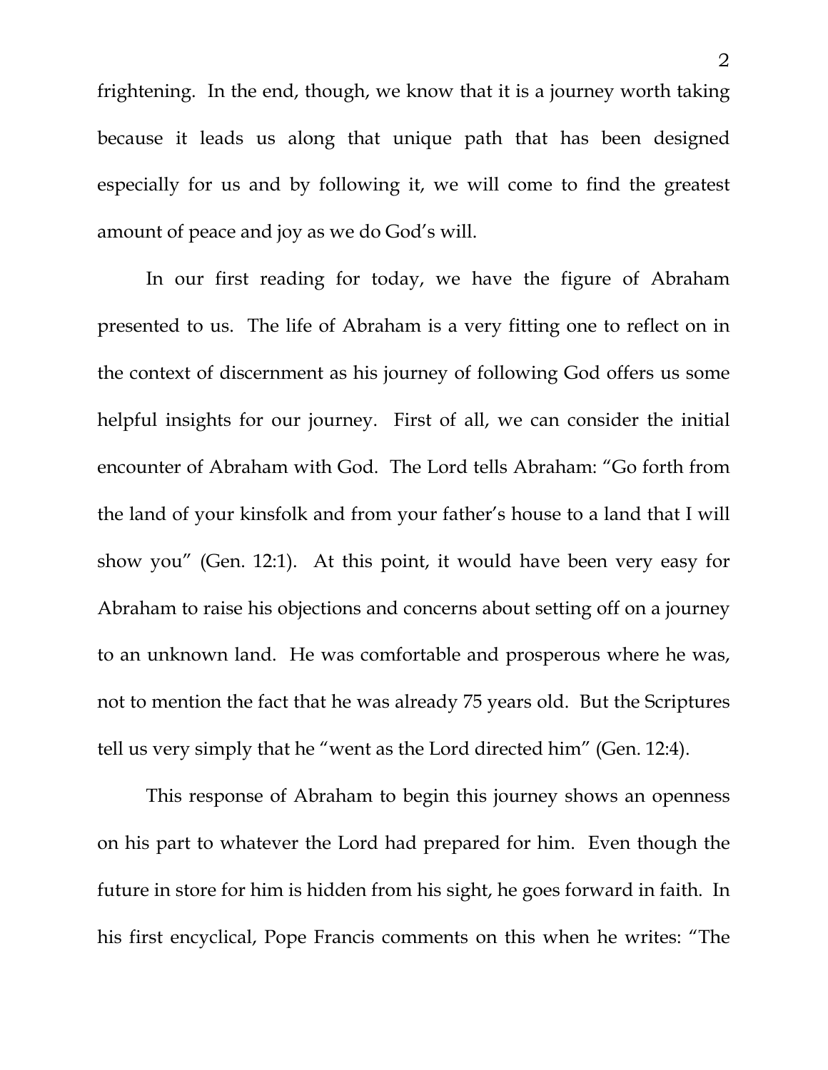frightening. In the end, though, we know that it is a journey worth taking because it leads us along that unique path that has been designed especially for us and by following it, we will come to find the greatest amount of peace and joy as we do God's will.

In our first reading for today, we have the figure of Abraham presented to us. The life of Abraham is a very fitting one to reflect on in the context of discernment as his journey of following God offers us some helpful insights for our journey. First of all, we can consider the initial encounter of Abraham with God. The Lord tells Abraham: "Go forth from the land of your kinsfolk and from your father's house to a land that I will show you" (Gen. 12:1). At this point, it would have been very easy for Abraham to raise his objections and concerns about setting off on a journey to an unknown land. He was comfortable and prosperous where he was, not to mention the fact that he was already 75 years old. But the Scriptures tell us very simply that he "went as the Lord directed him" (Gen. 12:4).

This response of Abraham to begin this journey shows an openness on his part to whatever the Lord had prepared for him. Even though the future in store for him is hidden from his sight, he goes forward in faith. In his first encyclical, Pope Francis comments on this when he writes: "The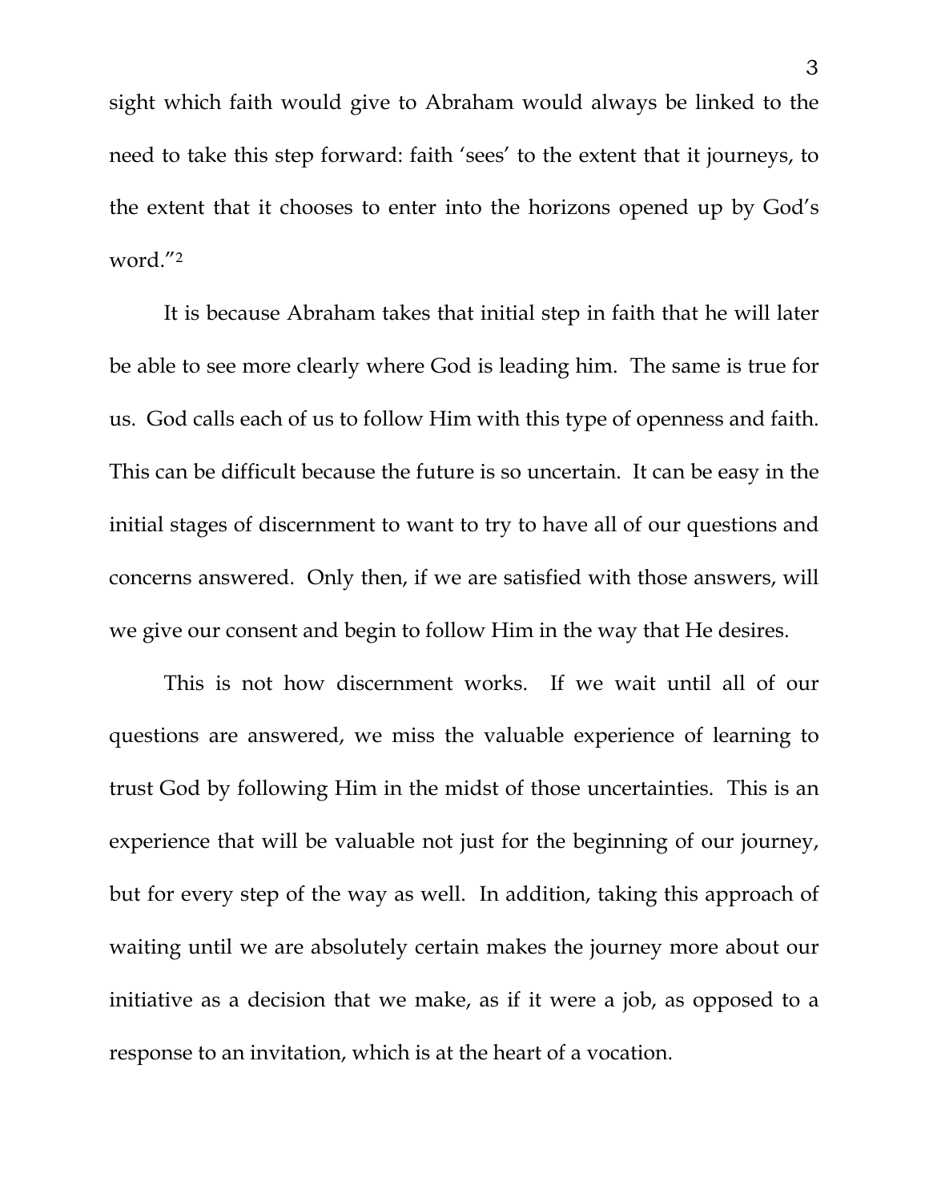sight which faith would give to Abraham would always be linked to the need to take this step forward: faith 'sees' to the extent that it journeys, to the extent that it chooses to enter into the horizons opened up by God's word."[2]

It is because Abraham takes that initial step in faith that he will later be able to see more clearly where God is leading him. The same is true for us. God calls each of us to follow Him with this type of openness and faith. This can be difficult because the future is so uncertain. It can be easy in the initial stages of discernment to want to try to have all of our questions and concerns answered. Only then, if we are satisfied with those answers, will we give our consent and begin to follow Him in the way that He desires.

This is not how discernment works. If we wait until all of our questions are answered, we miss the valuable experience of learning to trust God by following Him in the midst of those uncertainties. This is an experience that will be valuable not just for the beginning of our journey, but for every step of the way as well. In addition, taking this approach of waiting until we are absolutely certain makes the journey more about our initiative as a decision that we make, as if it were a job, as opposed to a response to an invitation, which is at the heart of a vocation.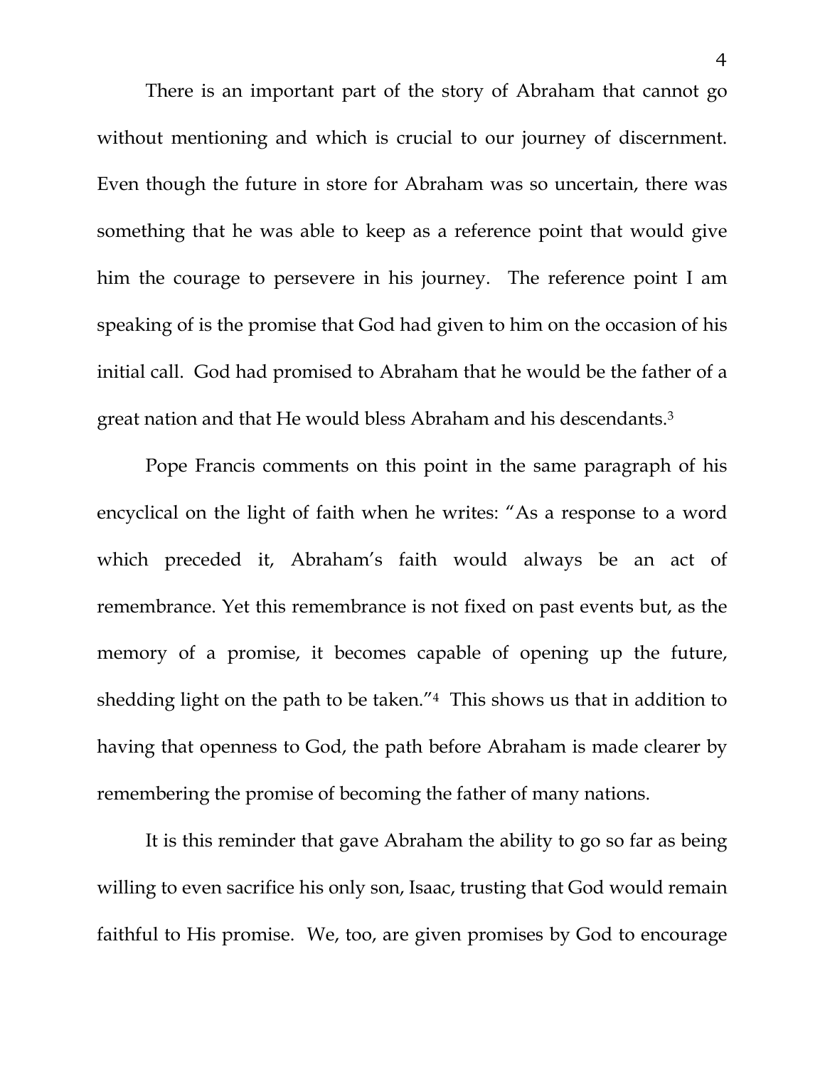There is an important part of the story of Abraham that cannot go without mentioning and which is crucial to our journey of discernment. Even though the future in store for Abraham was so uncertain, there was something that he was able to keep as a reference point that would give him the courage to persevere in his journey. The reference point I am speaking of is the promise that God had given to him on the occasion of his initial call. God had promised to Abraham that he would be the father of a great nation and that He would bless Abraham and his descendants.[3]

Pope Francis comments on this point in the same paragraph of his encyclical on the light of faith when he writes: "As a response to a word which preceded it, Abraham's faith would always be an act of remembrance. Yet this remembrance is not fixed on past events but, as the memory of a promise, it becomes capable of opening up the future, shedding light on the path to be taken."[4] This shows us that in addition to having that openness to God, the path before Abraham is made clearer by remembering the promise of becoming the father of many nations.

It is this reminder that gave Abraham the ability to go so far as being willing to even sacrifice his only son, Isaac, trusting that God would remain faithful to His promise. We, too, are given promises by God to encourage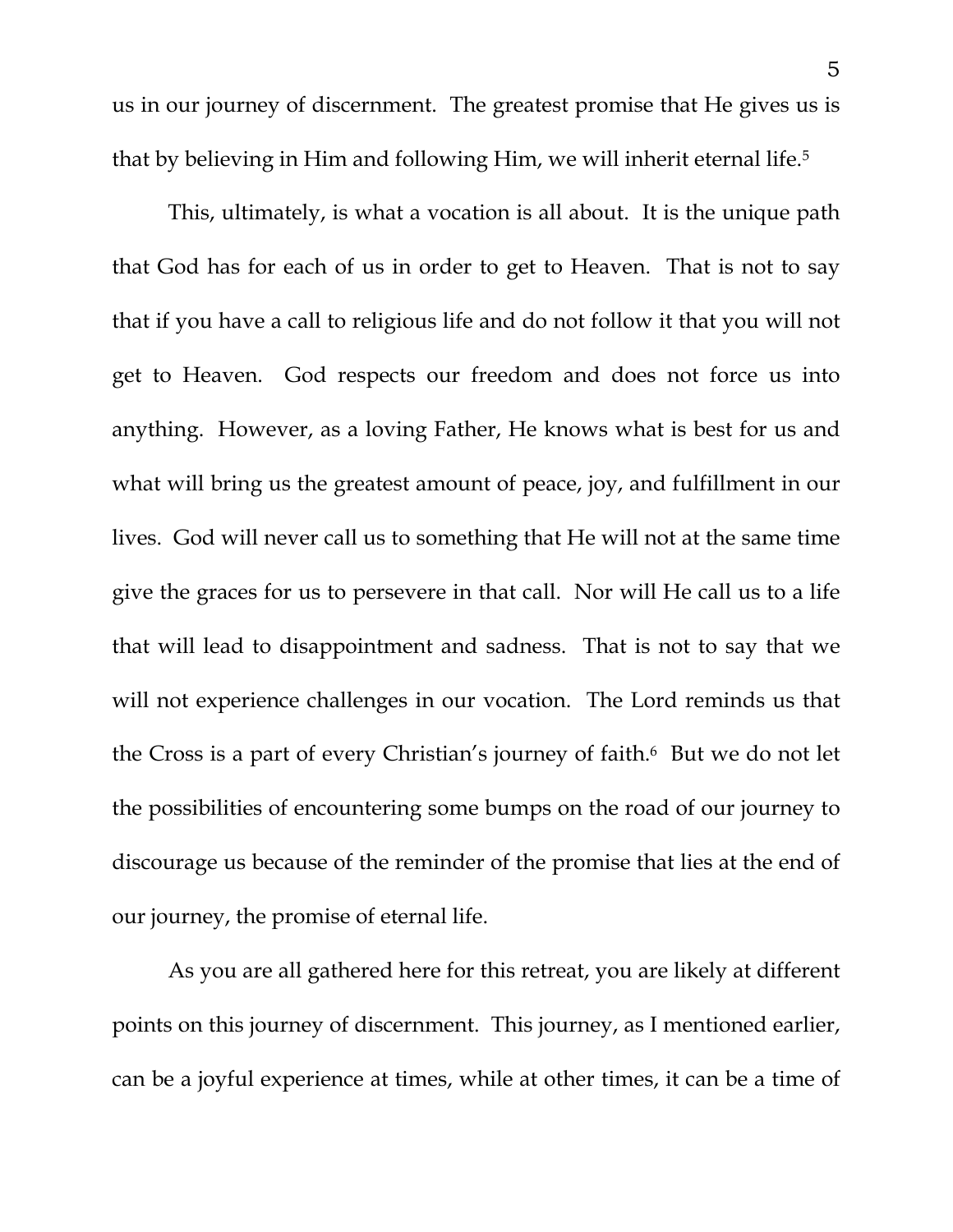us in our journey of discernment. The greatest promise that He gives us is that by believing in Him and following Him, we will inherit eternal life.[5]

This, ultimately, is what a vocation is all about. It is the unique path that God has for each of us in order to get to Heaven. That is not to say that if you have a call to religious life and do not follow it that you will not get to Heaven. God respects our freedom and does not force us into anything. However, as a loving Father, He knows what is best for us and what will bring us the greatest amount of peace, joy, and fulfillment in our lives. God will never call us to something that He will not at the same time give the graces for us to persevere in that call. Nor will He call us to a life that will lead to disappointment and sadness. That is not to say that we will not experience challenges in our vocation. The Lord reminds us that the Cross is a part of every Christian's journey of faith.[6] But we do not let the possibilities of encountering some bumps on the road of our journey to discourage us because of the reminder of the promise that lies at the end of our journey, the promise of eternal life.

As you are all gathered here for this retreat, you are likely at different points on this journey of discernment. This journey, as I mentioned earlier, can be a joyful experience at times, while at other times, it can be a time of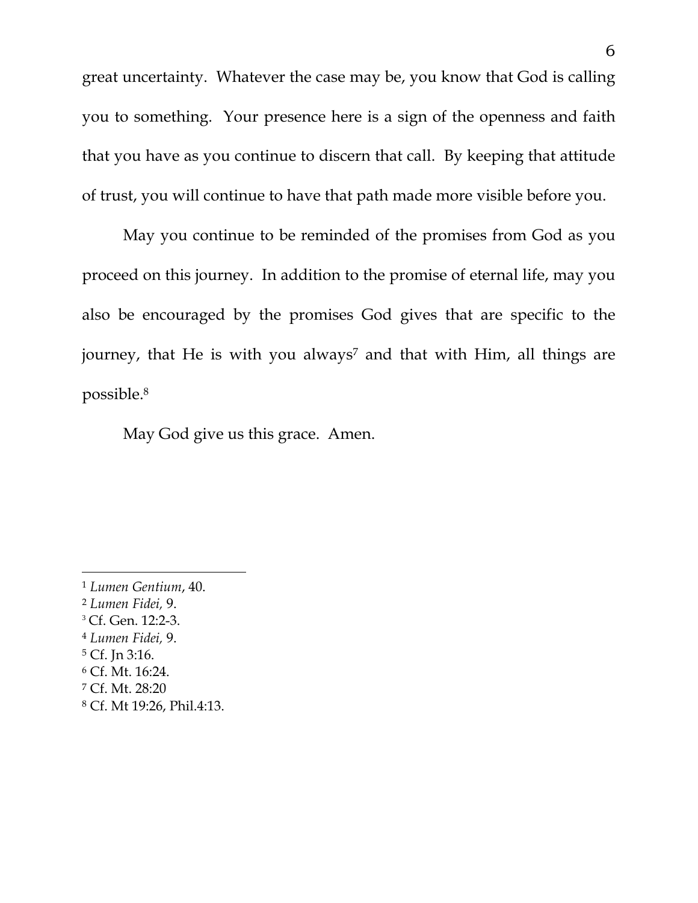great uncertainty. Whatever the case may be, you know that God is calling you to something. Your presence here is a sign of the openness and faith that you have as you continue to discern that call. By keeping that attitude of trust, you will continue to have that path made more visible before you.

May you continue to be reminded of the promises from God as you proceed on this journey. In addition to the promise of eternal life, may you also be encouraged by the promises God gives that are specific to the journey, that He is with you always[7] and that with Him, all things are possible.[8]

May God give us this grace. Amen.

---

[1] *Lumen Gentium*, 40.
[2] *Lumen Fidei,* 9.
[3] Cf. Gen. 12:2-3.
[4] *Lumen Fidei,* 9.
[5] Cf. Jn 3:16.
[6] Cf. Mt. 16:24.
[7] Cf. Mt. 28:20
[8] Cf. Mt 19:26, Phil.4:13.